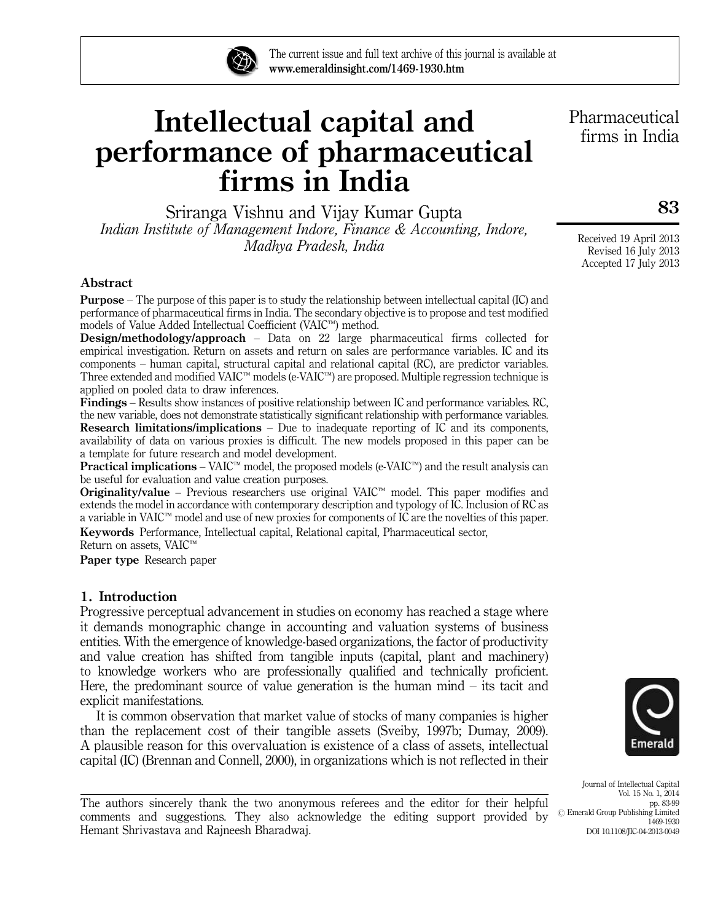# Intellectual capital and performance of pharmaceutical firms in India

Sriranga Vishnu and Vijay Kumar Gupta

*Indian Institute of Management Indore, Finance & Accounting, Indore, Madhya Pradesh, India*

Received 19 April 2013
Revised 16 July 2013
Accepted 17 July 2013

## Abstract

**Purpose** – The purpose of this paper is to study the relationship between intellectual capital (IC) and performance of pharmaceutical firms in India. The secondary objective is to propose and test modified models of Value Added Intellectual Coefficient (VAIC™) method.

**Design/methodology/approach** – Data on 22 large pharmaceutical firms collected for empirical investigation. Return on assets and return on sales are performance variables. IC and its components – human capital, structural capital and relational capital (RC), are predictor variables. Three extended and modified VAIC™ models (e-VAIC™) are proposed. Multiple regression technique is applied on pooled data to draw inferences.

**Findings** – Results show instances of positive relationship between IC and performance variables. RC, the new variable, does not demonstrate statistically significant relationship with performance variables.

**Research limitations/implications** – Due to inadequate reporting of IC and its components, availability of data on various proxies is difficult. The new models proposed in this paper can be a template for future research and model development.

**Practical implications** – VAIC™ model, the proposed models (e-VAIC™) and the result analysis can be useful for evaluation and value creation purposes.

**Originality/value** – Previous researchers use original VAIC™ model. This paper modifies and extends the model in accordance with contemporary description and typology of IC. Inclusion of RC as a variable in VAIC™ model and use of new proxies for components of IC are the novelties of this paper.

**Keywords** Performance, Intellectual capital, Relational capital, Pharmaceutical sector, Return on assets, VAIC™

**Paper type** Research paper

## 1. Introduction

Progressive perceptual advancement in studies on economy has reached a stage where it demands monographic change in accounting and valuation systems of business entities. With the emergence of knowledge-based organizations, the factor of productivity and value creation has shifted from tangible inputs (capital, plant and machinery) to knowledge workers who are professionally qualified and technically proficient. Here, the predominant source of value generation is the human mind – its tacit and explicit manifestations.

It is common observation that market value of stocks of many companies is higher than the replacement cost of their tangible assets (Sveiby, 1997b; Dumay, 2009). A plausible reason for this overvaluation is existence of a class of assets, intellectual capital (IC) (Brennan and Connell, 2000), in organizations which is not reflected in their

The authors sincerely thank the two anonymous referees and the editor for their helpful comments and suggestions. They also acknowledge the editing support provided by Hemant Shrivastava and Rajneesh Bharadwaj.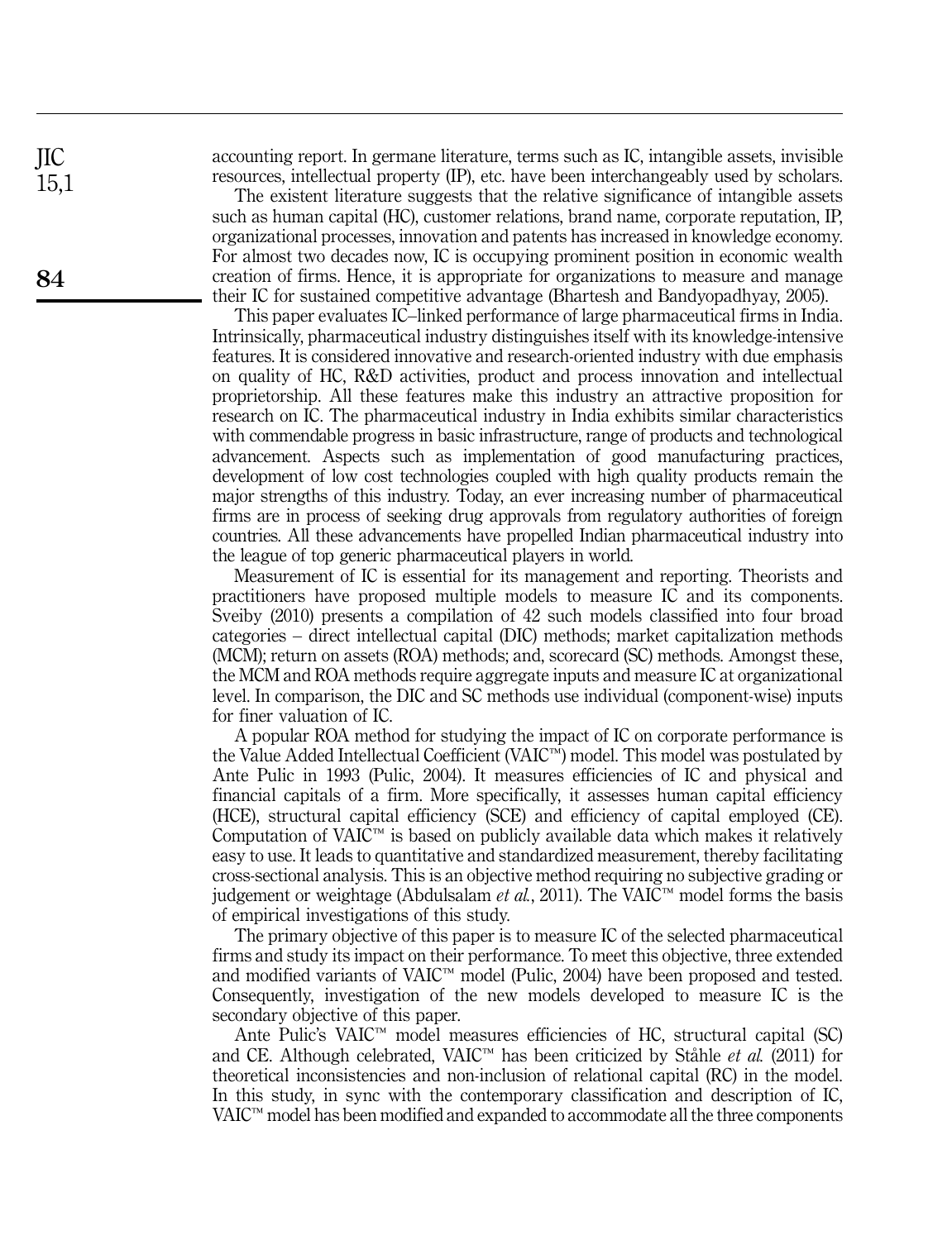accounting report. In germane literature, terms such as IC, intangible assets, invisible resources, intellectual property (IP), etc. have been interchangeably used by scholars.

The existent literature suggests that the relative significance of intangible assets such as human capital (HC), customer relations, brand name, corporate reputation, IP, organizational processes, innovation and patents has increased in knowledge economy. For almost two decades now, IC is occupying prominent position in economic wealth creation of firms. Hence, it is appropriate for organizations to measure and manage their IC for sustained competitive advantage (Bhartesh and Bandyopadhyay, 2005).

This paper evaluates IC–linked performance of large pharmaceutical firms in India. Intrinsically, pharmaceutical industry distinguishes itself with its knowledge-intensive features. It is considered innovative and research-oriented industry with due emphasis on quality of HC, R&D activities, product and process innovation and intellectual proprietorship. All these features make this industry an attractive proposition for research on IC. The pharmaceutical industry in India exhibits similar characteristics with commendable progress in basic infrastructure, range of products and technological advancement. Aspects such as implementation of good manufacturing practices, development of low cost technologies coupled with high quality products remain the major strengths of this industry. Today, an ever increasing number of pharmaceutical firms are in process of seeking drug approvals from regulatory authorities of foreign countries. All these advancements have propelled Indian pharmaceutical industry into the league of top generic pharmaceutical players in world.

Measurement of IC is essential for its management and reporting. Theorists and practitioners have proposed multiple models to measure IC and its components. Sveiby (2010) presents a compilation of 42 such models classified into four broad categories – direct intellectual capital (DIC) methods; market capitalization methods (MCM); return on assets (ROA) methods; and, scorecard (SC) methods. Amongst these, the MCM and ROA methods require aggregate inputs and measure IC at organizational level. In comparison, the DIC and SC methods use individual (component-wise) inputs for finer valuation of IC.

A popular ROA method for studying the impact of IC on corporate performance is the Value Added Intellectual Coefficient (VAIC™) model. This model was postulated by Ante Pulic in 1993 (Pulic, 2004). It measures efficiencies of IC and physical and financial capitals of a firm. More specifically, it assesses human capital efficiency (HCE), structural capital efficiency (SCE) and efficiency of capital employed (CE). Computation of VAIC™ is based on publicly available data which makes it relatively easy to use. It leads to quantitative and standardized measurement, thereby facilitating cross-sectional analysis. This is an objective method requiring no subjective grading or judgement or weightage (Abdulsalam *et al.*, 2011). The VAIC™ model forms the basis of empirical investigations of this study.

The primary objective of this paper is to measure IC of the selected pharmaceutical firms and study its impact on their performance. To meet this objective, three extended and modified variants of VAIC™ model (Pulic, 2004) have been proposed and tested. Consequently, investigation of the new models developed to measure IC is the secondary objective of this paper.

Ante Pulic's VAIC™ model measures efficiencies of HC, structural capital (SC) and CE. Although celebrated, VAIC™ has been criticized by Ståhle *et al.* (2011) for theoretical inconsistencies and non-inclusion of relational capital (RC) in the model. In this study, in sync with the contemporary classification and description of IC, VAIC™ model has been modified and expanded to accommodate all the three components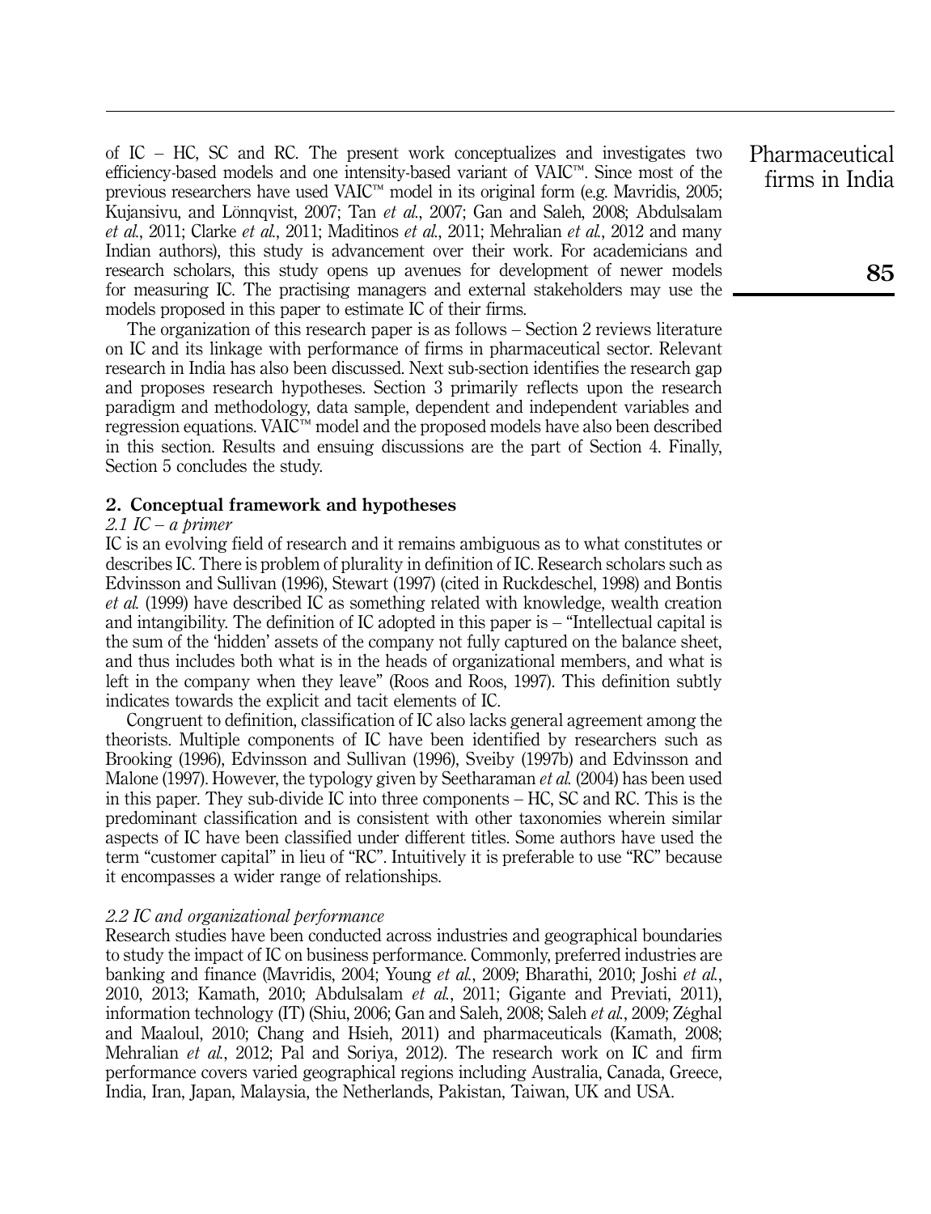of IC – HC, SC and RC. The present work conceptualizes and investigates two efficiency-based models and one intensity-based variant of VAIC™. Since most of the previous researchers have used VAIC™ model in its original form (e.g. Mavridis, 2005; Kujansivu, and Lönnqvist, 2007; Tan *et al.*, 2007; Gan and Saleh, 2008; Abdulsalam *et al.*, 2011; Clarke *et al.*, 2011; Maditinos *et al.*, 2011; Mehralian *et al.*, 2012 and many Indian authors), this study is advancement over their work. For academicians and research scholars, this study opens up avenues for development of newer models for measuring IC. The practising managers and external stakeholders may use the models proposed in this paper to estimate IC of their firms.

The organization of this research paper is as follows – Section 2 reviews literature on IC and its linkage with performance of firms in pharmaceutical sector. Relevant research in India has also been discussed. Next sub-section identifies the research gap and proposes research hypotheses. Section 3 primarily reflects upon the research paradigm and methodology, data sample, dependent and independent variables and regression equations. VAIC™ model and the proposed models have also been described in this section. Results and ensuing discussions are the part of Section 4. Finally, Section 5 concludes the study.

## 2. Conceptual framework and hypotheses

### *2.1 IC – a primer*

IC is an evolving field of research and it remains ambiguous as to what constitutes or describes IC. There is problem of plurality in definition of IC. Research scholars such as Edvinsson and Sullivan (1996), Stewart (1997) (cited in Ruckdeschel, 1998) and Bontis *et al.* (1999) have described IC as something related with knowledge, wealth creation and intangibility. The definition of IC adopted in this paper is – "Intellectual capital is the sum of the 'hidden' assets of the company not fully captured on the balance sheet, and thus includes both what is in the heads of organizational members, and what is left in the company when they leave" (Roos and Roos, 1997). This definition subtly indicates towards the explicit and tacit elements of IC.

Congruent to definition, classification of IC also lacks general agreement among the theorists. Multiple components of IC have been identified by researchers such as Brooking (1996), Edvinsson and Sullivan (1996), Sveiby (1997b) and Edvinsson and Malone (1997). However, the typology given by Seetharaman *et al.* (2004) has been used in this paper. They sub-divide IC into three components – HC, SC and RC. This is the predominant classification and is consistent with other taxonomies wherein similar aspects of IC have been classified under different titles. Some authors have used the term "customer capital" in lieu of "RC". Intuitively it is preferable to use "RC" because it encompasses a wider range of relationships.

### *2.2 IC and organizational performance*

Research studies have been conducted across industries and geographical boundaries to study the impact of IC on business performance. Commonly, preferred industries are banking and finance (Mavridis, 2004; Young *et al.*, 2009; Bharathi, 2010; Joshi *et al.*, 2010, 2013; Kamath, 2010; Abdulsalam *et al.*, 2011; Gigante and Previati, 2011), information technology (IT) (Shiu, 2006; Gan and Saleh, 2008; Saleh *et al.*, 2009; Zéghal and Maaloul, 2010; Chang and Hsieh, 2011) and pharmaceuticals (Kamath, 2008; Mehralian *et al.*, 2012; Pal and Soriya, 2012). The research work on IC and firm performance covers varied geographical regions including Australia, Canada, Greece, India, Iran, Japan, Malaysia, the Netherlands, Pakistan, Taiwan, UK and USA.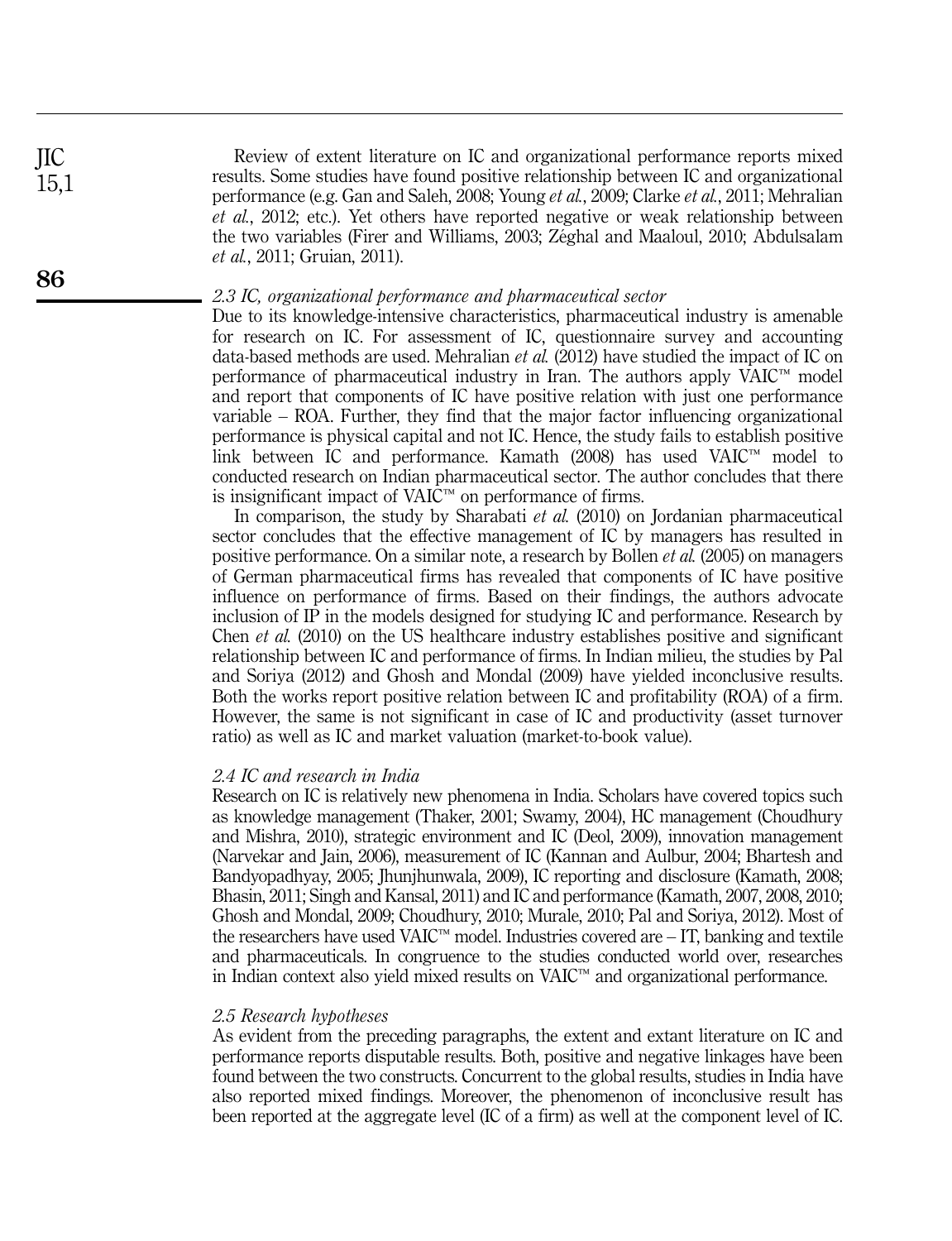Review of extent literature on IC and organizational performance reports mixed results. Some studies have found positive relationship between IC and organizational performance (e.g. Gan and Saleh, 2008; Young *et al.*, 2009; Clarke *et al.*, 2011; Mehralian *et al.*, 2012; etc.). Yet others have reported negative or weak relationship between the two variables (Firer and Williams, 2003; Zéghal and Maaloul, 2010; Abdulsalam *et al.*, 2011; Gruian, 2011).

### *2.3 IC, organizational performance and pharmaceutical sector*

Due to its knowledge-intensive characteristics, pharmaceutical industry is amenable for research on IC. For assessment of IC, questionnaire survey and accounting data-based methods are used. Mehralian *et al.* (2012) have studied the impact of IC on performance of pharmaceutical industry in Iran. The authors apply VAIC™ model and report that components of IC have positive relation with just one performance variable – ROA. Further, they find that the major factor influencing organizational performance is physical capital and not IC. Hence, the study fails to establish positive link between IC and performance. Kamath (2008) has used VAIC™ model to conducted research on Indian pharmaceutical sector. The author concludes that there is insignificant impact of VAIC™ on performance of firms.

In comparison, the study by Sharabati *et al.* (2010) on Jordanian pharmaceutical sector concludes that the effective management of IC by managers has resulted in positive performance. On a similar note, a research by Bollen *et al.* (2005) on managers of German pharmaceutical firms has revealed that components of IC have positive influence on performance of firms. Based on their findings, the authors advocate inclusion of IP in the models designed for studying IC and performance. Research by Chen *et al.* (2010) on the US healthcare industry establishes positive and significant relationship between IC and performance of firms. In Indian milieu, the studies by Pal and Soriya (2012) and Ghosh and Mondal (2009) have yielded inconclusive results. Both the works report positive relation between IC and profitability (ROA) of a firm. However, the same is not significant in case of IC and productivity (asset turnover ratio) as well as IC and market valuation (market-to-book value).

### *2.4 IC and research in India*

Research on IC is relatively new phenomena in India. Scholars have covered topics such as knowledge management (Thaker, 2001; Swamy, 2004), HC management (Choudhury and Mishra, 2010), strategic environment and IC (Deol, 2009), innovation management (Narvekar and Jain, 2006), measurement of IC (Kannan and Aulbur, 2004; Bhartesh and Bandyopadhyay, 2005; Jhunjhunwala, 2009), IC reporting and disclosure (Kamath, 2008; Bhasin, 2011; Singh and Kansal, 2011) and IC and performance (Kamath, 2007, 2008, 2010; Ghosh and Mondal, 2009; Choudhury, 2010; Murale, 2010; Pal and Soriya, 2012). Most of the researchers have used VAIC™ model. Industries covered are – IT, banking and textile and pharmaceuticals. In congruence to the studies conducted world over, researches in Indian context also yield mixed results on VAIC™ and organizational performance.

### *2.5 Research hypotheses*

As evident from the preceding paragraphs, the extent and extant literature on IC and performance reports disputable results. Both, positive and negative linkages have been found between the two constructs. Concurrent to the global results, studies in India have also reported mixed findings. Moreover, the phenomenon of inconclusive result has been reported at the aggregate level (IC of a firm) as well at the component level of IC.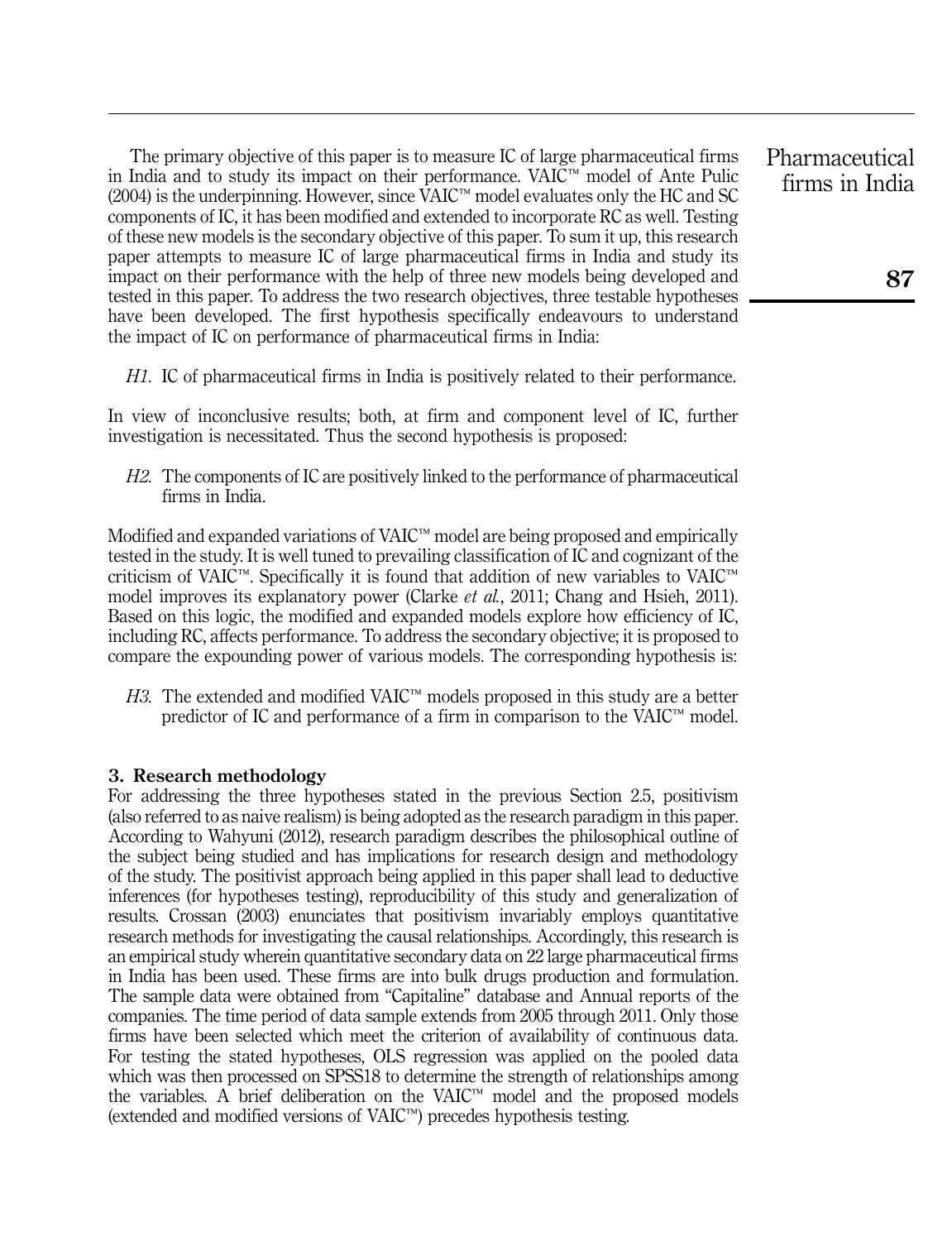The primary objective of this paper is to measure IC of large pharmaceutical firms in India and to study its impact on their performance. VAIC™ model of Ante Pulic (2004) is the underpinning. However, since VAIC™ model evaluates only the HC and SC components of IC, it has been modified and extended to incorporate RC as well. Testing of these new models is the secondary objective of this paper. To sum it up, this research paper attempts to measure IC of large pharmaceutical firms in India and study its impact on their performance with the help of three new models being developed and tested in this paper. To address the two research objectives, three testable hypotheses have been developed. The first hypothesis specifically endeavours to understand the impact of IC on performance of pharmaceutical firms in India:

*H1.* IC of pharmaceutical firms in India is positively related to their performance.

In view of inconclusive results; both, at firm and component level of IC, further investigation is necessitated. Thus the second hypothesis is proposed:

*H2.* The components of IC are positively linked to the performance of pharmaceutical firms in India.

Modified and expanded variations of VAIC™ model are being proposed and empirically tested in the study. It is well tuned to prevailing classification of IC and cognizant of the criticism of VAIC™. Specifically it is found that addition of new variables to VAIC™ model improves its explanatory power (Clarke *et al.*, 2011; Chang and Hsieh, 2011). Based on this logic, the modified and expanded models explore how efficiency of IC, including RC, affects performance. To address the secondary objective; it is proposed to compare the expounding power of various models. The corresponding hypothesis is:

*H3.* The extended and modified VAIC™ models proposed in this study are a better predictor of IC and performance of a firm in comparison to the VAIC™ model.

## 3. Research methodology

For addressing the three hypotheses stated in the previous Section 2.5, positivism (also referred to as naive realism) is being adopted as the research paradigm in this paper. According to Wahyuni (2012), research paradigm describes the philosophical outline of the subject being studied and has implications for research design and methodology of the study. The positivist approach being applied in this paper shall lead to deductive inferences (for hypotheses testing), reproducibility of this study and generalization of results. Crossan (2003) enunciates that positivism invariably employs quantitative research methods for investigating the causal relationships. Accordingly, this research is an empirical study wherein quantitative secondary data on 22 large pharmaceutical firms in India has been used. These firms are into bulk drugs production and formulation. The sample data were obtained from "Capitaline" database and Annual reports of the companies. The time period of data sample extends from 2005 through 2011. Only those firms have been selected which meet the criterion of availability of continuous data. For testing the stated hypotheses, OLS regression was applied on the pooled data which was then processed on SPSS18 to determine the strength of relationships among the variables. A brief deliberation on the VAIC™ model and the proposed models (extended and modified versions of VAIC™) precedes hypothesis testing.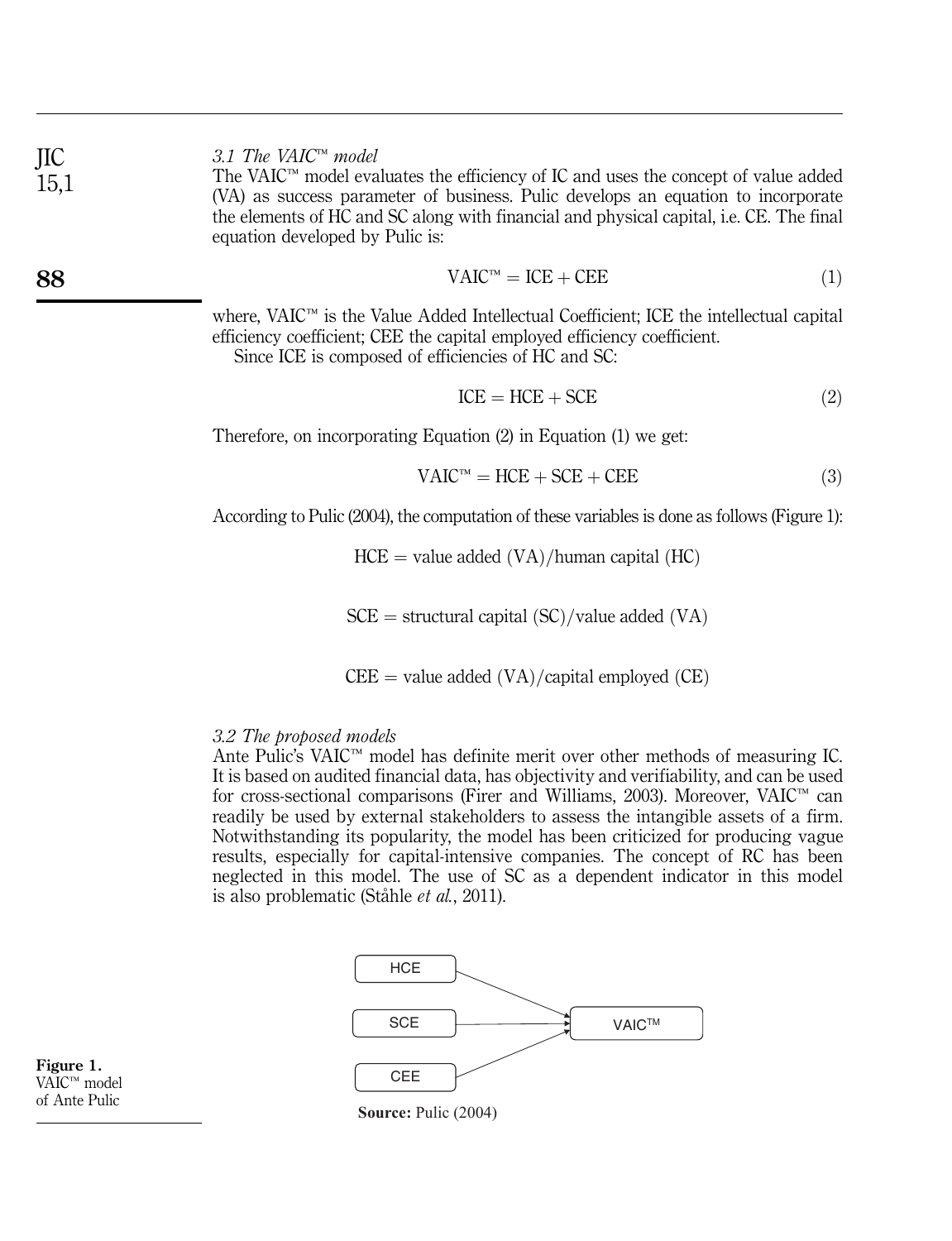### 3.1 The VAIC™ model

The VAIC™ model evaluates the efficiency of IC and uses the concept of value added (VA) as success parameter of business. Pulic develops an equation to incorporate the elements of HC and SC along with financial and physical capital, i.e. CE. The final equation developed by Pulic is:

$$\text{VAIC}^{\text{TM}} = \text{ICE} + \text{CEE} \tag{1}$$

where, VAIC™ is the Value Added Intellectual Coefficient; ICE the intellectual capital efficiency coefficient; CEE the capital employed efficiency coefficient.

Since ICE is composed of efficiencies of HC and SC:

$$\text{ICE} = \text{HCE} + \text{SCE} \tag{2}$$

Therefore, on incorporating Equation (2) in Equation (1) we get:

$$\text{VAIC}^{\text{TM}} = \text{HCE} + \text{SCE} + \text{CEE} \tag{3}$$

According to Pulic (2004), the computation of these variables is done as follows (Figure 1):

$$\text{HCE} = \text{value added (VA)}/\text{human capital (HC)}$$

$$\text{SCE} = \text{structural capital (SC)}/\text{value added (VA)}$$

$$\text{CEE} = \text{value added (VA)}/\text{capital employed (CE)}$$

### 3.2 The proposed models

Ante Pulic's VAIC™ model has definite merit over other methods of measuring IC. It is based on audited financial data, has objectivity and verifiability, and can be used for cross-sectional comparisons (Firer and Williams, 2003). Moreover, VAIC™ can readily be used by external stakeholders to assess the intangible assets of a firm. Notwithstanding its popularity, the model has been criticized for producing vague results, especially for capital-intensive companies. The concept of RC has been neglected in this model. The use of SC as a dependent indicator in this model is also problematic (Ståhle *et al.*, 2011).

HCE → VAIC™
SCE → VAIC™
CEE → VAIC™

**Source:** Pulic (2004)

**Figure 1.** VAIC™ model of Ante Pulic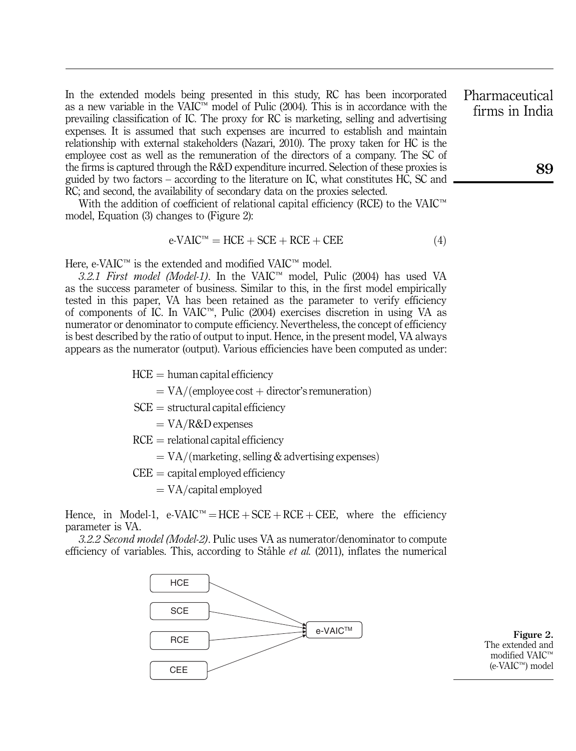In the extended models being presented in this study, RC has been incorporated as a new variable in the VAIC™ model of Pulic (2004). This is in accordance with the prevailing classification of IC. The proxy for RC is marketing, selling and advertising expenses. It is assumed that such expenses are incurred to establish and maintain relationship with external stakeholders (Nazari, 2010). The proxy taken for HC is the employee cost as well as the remuneration of the directors of a company. The SC of the firms is captured through the R&D expenditure incurred. Selection of these proxies is guided by two factors – according to the literature on IC, what constitutes HC, SC and RC; and second, the availability of secondary data on the proxies selected.

With the addition of coefficient of relational capital efficiency (RCE) to the VAIC™ model, Equation (3) changes to (Figure 2):

$$\text{e-VAIC}^{\text{TM}} = \text{HCE} + \text{SCE} + \text{RCE} + \text{CEE} \tag{4}$$

Here, e-VAIC™ is the extended and modified VAIC™ model.

*3.2.1 First model (Model-1)*. In the VAIC™ model, Pulic (2004) has used VA as the success parameter of business. Similar to this, in the first model empirically tested in this paper, VA has been retained as the parameter to verify efficiency of components of IC. In VAIC™, Pulic (2004) exercises discretion in using VA as numerator or denominator to compute efficiency. Nevertheless, the concept of efficiency is best described by the ratio of output to input. Hence, in the present model, VA always appears as the numerator (output). Various efficiencies have been computed as under:

$$\text{HCE} = \text{human capital efficiency}$$
$$= \text{VA}/(\text{employee cost} + \text{director's remuneration})$$
$$\text{SCE} = \text{structural capital efficiency}$$
$$= \text{VA}/\text{R\&D expenses}$$
$$\text{RCE} = \text{relational capital efficiency}$$
$$= \text{VA}/(\text{marketing, selling \& advertising expenses})$$
$$\text{CEE} = \text{capital employed efficiency}$$
$$= \text{VA}/\text{capital employed}$$

Hence, in Model-1, e-VAIC™ = HCE + SCE + RCE + CEE, where the efficiency parameter is VA.

*3.2.2 Second model (Model-2)*. Pulic uses VA as numerator/denominator to compute efficiency of variables. This, according to Ståhle *et al.* (2011), inflates the numerical

**Figure 2.** The extended and modified VAIC™ (e-VAIC™) model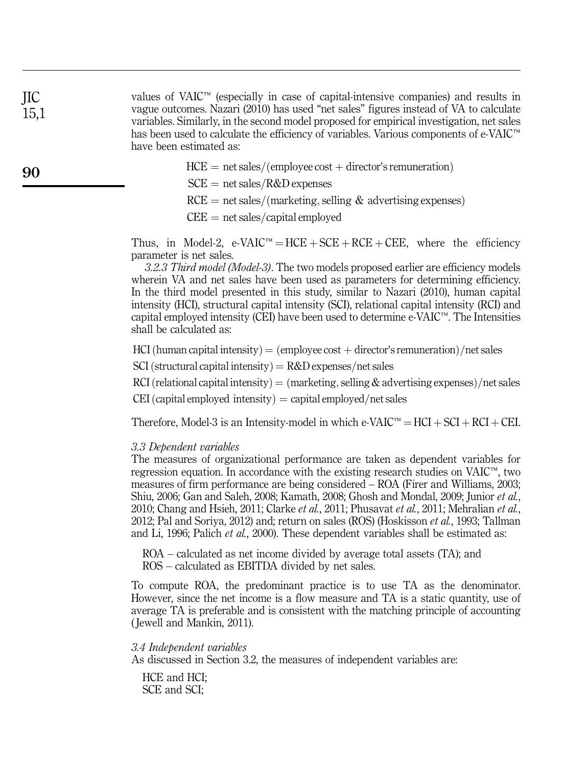values of VAIC™ (especially in case of capital-intensive companies) and results in vague outcomes. Nazari (2010) has used "net sales" figures instead of VA to calculate variables. Similarly, in the second model proposed for empirical investigation, net sales has been used to calculate the efficiency of variables. Various components of e-VAIC™ have been estimated as:

$$\text{HCE} = \text{net sales}/(\text{employee cost} + \text{director's remuneration})$$

$$\text{SCE} = \text{net sales}/\text{R\&D expenses}$$

$$\text{RCE} = \text{net sales}/(\text{marketing, selling \& advertising expenses})$$

$$\text{CEE} = \text{net sales}/\text{capital employed}$$

Thus, in Model-2, e-VAIC™ = HCE + SCE + RCE + CEE, where the efficiency parameter is net sales.

*3.2.3 Third model (Model-3)*. The two models proposed earlier are efficiency models wherein VA and net sales have been used as parameters for determining efficiency. In the third model presented in this study, similar to Nazari (2010), human capital intensity (HCI), structural capital intensity (SCI), relational capital intensity (RCI) and capital employed intensity (CEI) have been used to determine e-VAIC™. The Intensities shall be calculated as:

$$\text{HCI (human capital intensity)} = (\text{employee cost} + \text{director's remuneration})/\text{net sales}$$

$$\text{SCI (structural capital intensity)} = \text{R\&D expenses}/\text{net sales}$$

$$\text{RCI (relational capital intensity)} = (\text{marketing, selling \& advertising expenses})/\text{net sales}$$

$$\text{CEI (capital employed intensity)} = \text{capital employed}/\text{net sales}$$

Therefore, Model-3 is an Intensity-model in which e-VAIC™ = HCI + SCI + RCI + CEI.

### *3.3 Dependent variables*

The measures of organizational performance are taken as dependent variables for regression equation. In accordance with the existing research studies on VAIC™, two measures of firm performance are being considered – ROA (Firer and Williams, 2003; Shiu, 2006; Gan and Saleh, 2008; Kamath, 2008; Ghosh and Mondal, 2009; Junior *et al.*, 2010; Chang and Hsieh, 2011; Clarke *et al.*, 2011; Phusavat *et al.*, 2011; Mehralian *et al.*, 2012; Pal and Soriya, 2012) and; return on sales (ROS) (Hoskisson *et al.*, 1993; Tallman and Li, 1996; Palich *et al.*, 2000). These dependent variables shall be estimated as:

ROA – calculated as net income divided by average total assets (TA); and
ROS – calculated as EBITDA divided by net sales.

To compute ROA, the predominant practice is to use TA as the denominator. However, since the net income is a flow measure and TA is a static quantity, use of average TA is preferable and is consistent with the matching principle of accounting (Jewell and Mankin, 2011).

### *3.4 Independent variables*

As discussed in Section 3.2, the measures of independent variables are:

HCE and HCI;
SCE and SCI;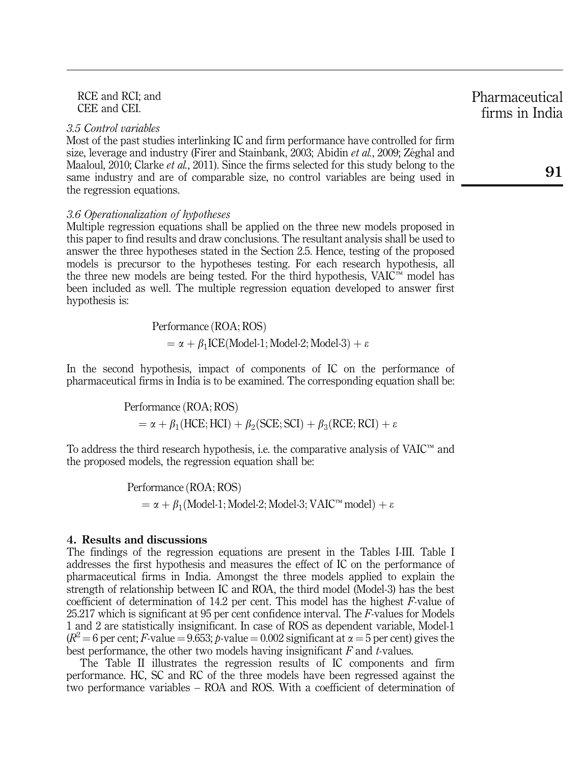RCE and RCI; and
CEE and CEI.

*3.5 Control variables*

Most of the past studies interlinking IC and firm performance have controlled for firm size, leverage and industry (Firer and Stainbank, 2003; Abidin *et al.*, 2009; Zéghal and Maaloul, 2010; Clarke *et al.*, 2011). Since the firms selected for this study belong to the same industry and are of comparable size, no control variables are being used in the regression equations.

*3.6 Operationalization of hypotheses*

Multiple regression equations shall be applied on the three new models proposed in this paper to find results and draw conclusions. The resultant analysis shall be used to answer the three hypotheses stated in the Section 2.5. Hence, testing of the proposed models is precursor to the hypotheses testing. For each research hypothesis, all the three new models are being tested. For the third hypothesis, VAIC™ model has been included as well. The multiple regression equation developed to answer first hypothesis is:

$$\text{Performance (ROA; ROS)} \\ = \alpha + \beta_1 \text{ICE(Model-1; Model-2; Model-3)} + \varepsilon$$

In the second hypothesis, impact of components of IC on the performance of pharmaceutical firms in India is to be examined. The corresponding equation shall be:

$$\text{Performance (ROA; ROS)} \\ = \alpha + \beta_1(\text{HCE; HCI}) + \beta_2(\text{SCE; SCI}) + \beta_3(\text{RCE; RCI}) + \varepsilon$$

To address the third research hypothesis, i.e. the comparative analysis of VAIC™ and the proposed models, the regression equation shall be:

$$\text{Performance (ROA; ROS)} \\ = \alpha + \beta_1(\text{Model-1; Model-2; Model-3; VAIC™ model}) + \varepsilon$$

## 4. Results and discussions

The findings of the regression equations are present in the Tables I-III. Table I addresses the first hypothesis and measures the effect of IC on the performance of pharmaceutical firms in India. Amongst the three models applied to explain the strength of relationship between IC and ROA, the third model (Model-3) has the best coefficient of determination of 14.2 per cent. This model has the highest *F*-value of 25.217 which is significant at 95 per cent confidence interval. The *F*-values for Models 1 and 2 are statistically insignificant. In case of ROS as dependent variable, Model-1 ($R^2 = 6$ per cent; *F*-value = 9.653; *p*-value = 0.002 significant at $\alpha = 5$ per cent) gives the best performance, the other two models having insignificant *F* and *t*-values.

The Table II illustrates the regression results of IC components and firm performance. HC, SC and RC of the three models have been regressed against the two performance variables – ROA and ROS. With a coefficient of determination of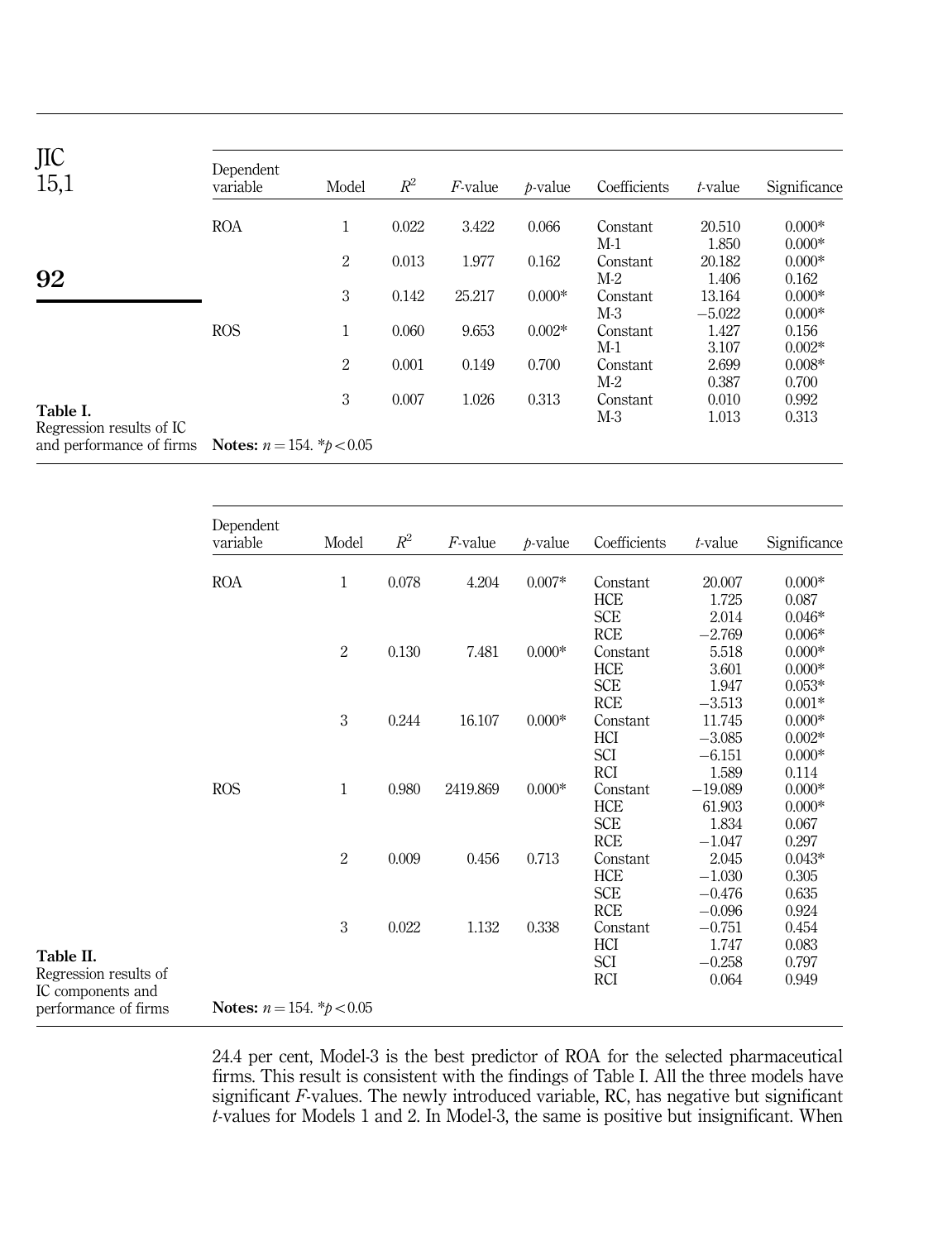**Table I.** Regression results of IC and performance of firms

| Dependent variable | Model | $R^2$ | $F$-value | $p$-value | Coefficients | $t$-value | Significance |
|---|---|---|---|---|---|---|---|
| ROA | 1 | 0.022 | 3.422 | 0.066 | Constant | 20.510 | 0.000* |
| | | | | | M-1 | 1.850 | 0.000* |
| | 2 | 0.013 | 1.977 | 0.162 | Constant | 20.182 | 0.000* |
| | | | | | M-2 | 1.406 | 0.162 |
| | 3 | 0.142 | 25.217 | 0.000* | Constant | 13.164 | 0.000* |
| | | | | | M-3 | −5.022 | 0.000* |
| ROS | 1 | 0.060 | 9.653 | 0.002* | Constant | 1.427 | 0.156 |
| | | | | | M-1 | 3.107 | 0.002* |
| | 2 | 0.001 | 0.149 | 0.700 | Constant | 2.699 | 0.008* |
| | | | | | M-2 | 0.387 | 0.700 |
| | 3 | 0.007 | 1.026 | 0.313 | Constant | 0.010 | 0.992 |
| | | | | | M-3 | 1.013 | 0.313 |

**Notes:** $n = 154$. *$p < 0.05$

**Table II.** Regression results of IC components and performance of firms

| Dependent variable | Model | $R^2$ | $F$-value | $p$-value | Coefficients | $t$-value | Significance |
|---|---|---|---|---|---|---|---|
| ROA | 1 | 0.078 | 4.204 | 0.007* | Constant | 20.007 | 0.000* |
| | | | | | HCE | 1.725 | 0.087 |
| | | | | | SCE | 2.014 | 0.046* |
| | | | | | RCE | −2.769 | 0.006* |
| | 2 | 0.130 | 7.481 | 0.000* | Constant | 5.518 | 0.000* |
| | | | | | HCE | 3.601 | 0.000* |
| | | | | | SCE | 1.947 | 0.053* |
| | | | | | RCE | −3.513 | 0.001* |
| | 3 | 0.244 | 16.107 | 0.000* | Constant | 11.745 | 0.000* |
| | | | | | HCI | −3.085 | 0.002* |
| | | | | | SCI | −6.151 | 0.000* |
| | | | | | RCI | 1.589 | 0.114 |
| ROS | 1 | 0.980 | 2419.869 | 0.000* | Constant | −19.089 | 0.000* |
| | | | | | HCE | 61.903 | 0.000* |
| | | | | | SCE | 1.834 | 0.067 |
| | | | | | RCE | −1.047 | 0.297 |
| | 2 | 0.009 | 0.456 | 0.713 | Constant | 2.045 | 0.043* |
| | | | | | HCE | −1.030 | 0.305 |
| | | | | | SCE | −0.476 | 0.635 |
| | | | | | RCE | −0.096 | 0.924 |
| | 3 | 0.022 | 1.132 | 0.338 | Constant | −0.751 | 0.454 |
| | | | | | HCI | 1.747 | 0.083 |
| | | | | | SCI | −0.258 | 0.797 |
| | | | | | RCI | 0.064 | 0.949 |

**Notes:** $n = 154$. *$p < 0.05$

24.4 per cent, Model-3 is the best predictor of ROA for the selected pharmaceutical firms. This result is consistent with the findings of Table I. All the three models have significant $F$-values. The newly introduced variable, RC, has negative but significant $t$-values for Models 1 and 2. In Model-3, the same is positive but insignificant. When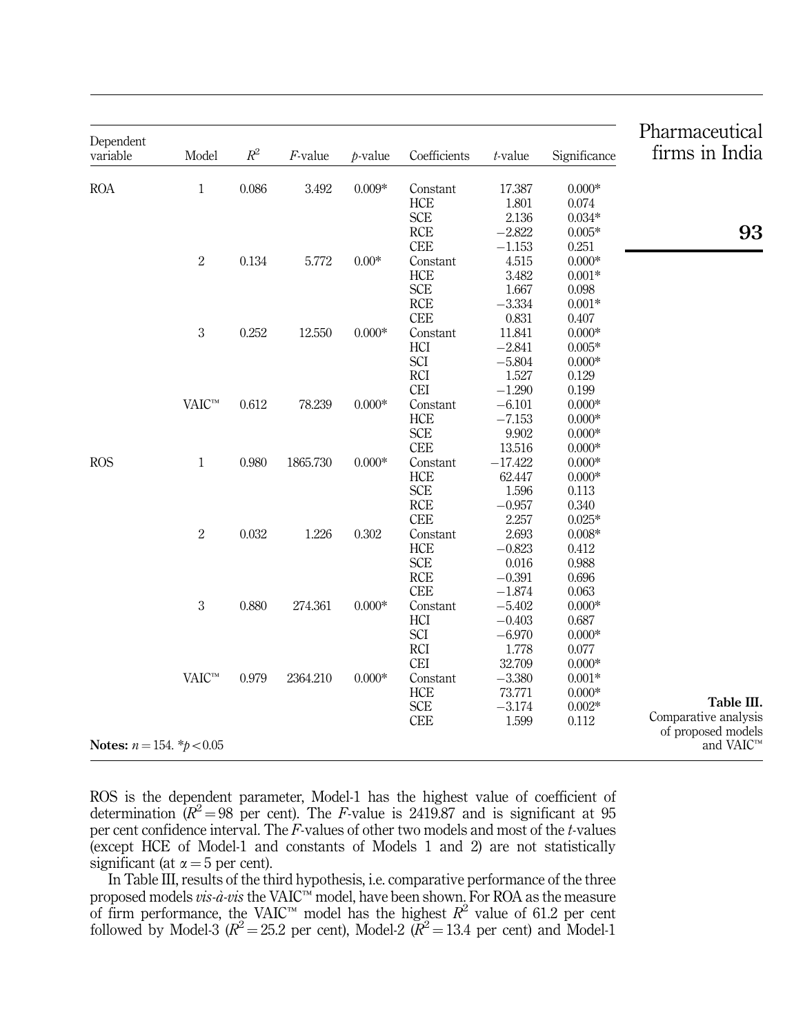| Dependent variable | Model | $R^2$ | $F$-value | $p$-value | Coefficients | $t$-value | Significance |
|---|---|---|---|---|---|---|---|
| ROA | 1 | 0.086 | 3.492 | 0.009* | Constant | 17.387 | 0.000* |
| | | | | | HCE | 1.801 | 0.074 |
| | | | | | SCE | 2.136 | 0.034* |
| | | | | | RCE | −2.822 | 0.005* |
| | | | | | CEE | −1.153 | 0.251 |
| | 2 | 0.134 | 5.772 | 0.00* | Constant | 4.515 | 0.000* |
| | | | | | HCE | 3.482 | 0.001* |
| | | | | | SCE | 1.667 | 0.098 |
| | | | | | RCE | −3.334 | 0.001* |
| | | | | | CEE | 0.831 | 0.407 |
| | 3 | 0.252 | 12.550 | 0.000* | Constant | 11.841 | 0.000* |
| | | | | | HCI | −2.841 | 0.005* |
| | | | | | SCI | −5.804 | 0.000* |
| | | | | | RCI | 1.527 | 0.129 |
| | | | | | CEI | −1.290 | 0.199 |
| | VAIC™ | 0.612 | 78.239 | 0.000* | Constant | −6.101 | 0.000* |
| | | | | | HCE | −7.153 | 0.000* |
| | | | | | SCE | 9.902 | 0.000* |
| | | | | | CEE | 13.516 | 0.000* |
| ROS | 1 | 0.980 | 1865.730 | 0.000* | Constant | −17.422 | 0.000* |
| | | | | | HCE | 62.447 | 0.000* |
| | | | | | SCE | 1.596 | 0.113 |
| | | | | | RCE | −0.957 | 0.340 |
| | | | | | CEE | 2.257 | 0.025* |
| | 2 | 0.032 | 1.226 | 0.302 | Constant | 2.693 | 0.008* |
| | | | | | HCE | −0.823 | 0.412 |
| | | | | | SCE | 0.016 | 0.988 |
| | | | | | RCE | −0.391 | 0.696 |
| | | | | | CEE | −1.874 | 0.063 |
| | 3 | 0.880 | 274.361 | 0.000* | Constant | −5.402 | 0.000* |
| | | | | | HCI | −0.403 | 0.687 |
| | | | | | SCI | −6.970 | 0.000* |
| | | | | | RCI | 1.778 | 0.077 |
| | | | | | CEI | 32.709 | 0.000* |
| | VAIC™ | 0.979 | 2364.210 | 0.000* | Constant | −3.380 | 0.001* |
| | | | | | HCE | 73.771 | 0.000* |
| | | | | | SCE | −3.174 | 0.002* |
| | | | | | CEE | 1.599 | 0.112 |

**Notes:** $n = 154$. $^*p < 0.05$

**Table III.** Comparative analysis of proposed models and VAIC™

ROS is the dependent parameter, Model-1 has the highest value of coefficient of determination ($R^2 = 98$ per cent). The $F$-value is 2419.87 and is significant at 95 per cent confidence interval. The $F$-values of other two models and most of the $t$-values (except HCE of Model-1 and constants of Models 1 and 2) are not statistically significant (at $\alpha = 5$ per cent).

In Table III, results of the third hypothesis, i.e. comparative performance of the three proposed models *vis-à-vis* the VAIC™ model, have been shown. For ROA as the measure of firm performance, the VAIC™ model has the highest $R^2$ value of 61.2 per cent followed by Model-3 ($R^2 = 25.2$ per cent), Model-2 ($R^2 = 13.4$ per cent) and Model-1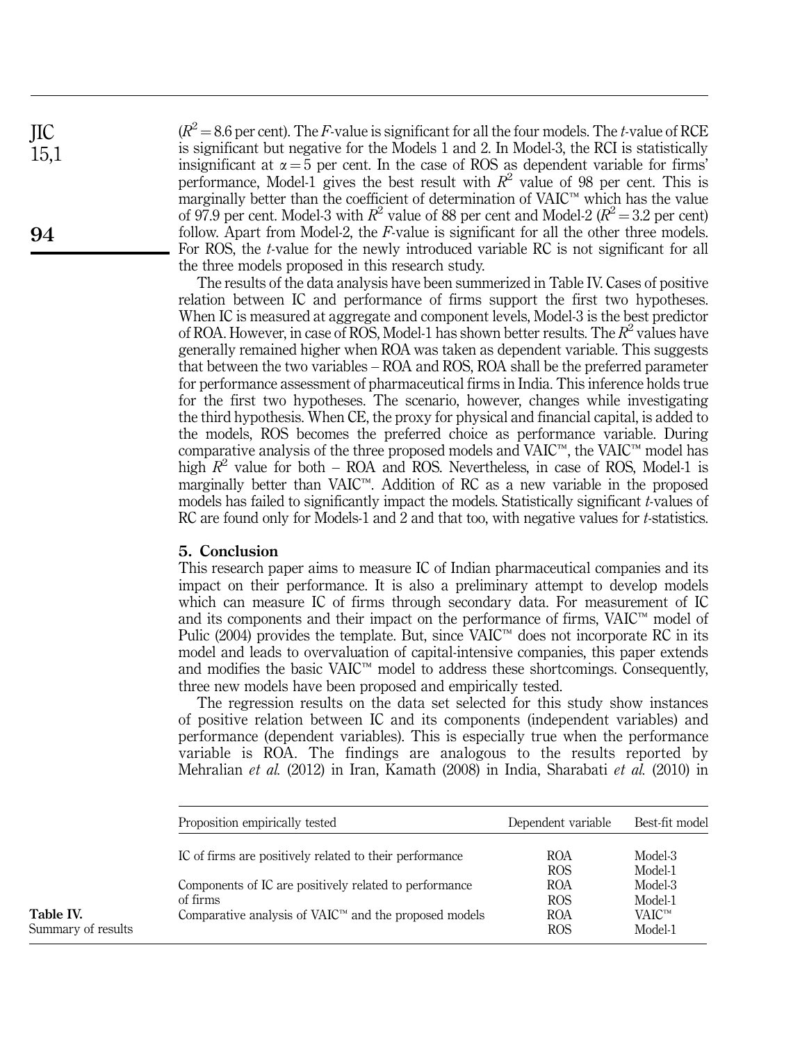($R^2 = 8.6$ per cent). The $F$-value is significant for all the four models. The $t$-value of RCE is significant but negative for the Models 1 and 2. In Model-3, the RCI is statistically insignificant at $\alpha = 5$ per cent. In the case of ROS as dependent variable for firms' performance, Model-1 gives the best result with $R^2$ value of 98 per cent. This is marginally better than the coefficient of determination of VAIC™ which has the value of 97.9 per cent. Model-3 with $R^2$ value of 88 per cent and Model-2 ($R^2 = 3.2$ per cent) follow. Apart from Model-2, the $F$-value is significant for all the other three models. For ROS, the $t$-value for the newly introduced variable RC is not significant for all the three models proposed in this research study.

The results of the data analysis have been summerized in Table IV. Cases of positive relation between IC and performance of firms support the first two hypotheses. When IC is measured at aggregate and component levels, Model-3 is the best predictor of ROA. However, in case of ROS, Model-1 has shown better results. The $R^2$ values have generally remained higher when ROA was taken as dependent variable. This suggests that between the two variables – ROA and ROS, ROA shall be the preferred parameter for performance assessment of pharmaceutical firms in India. This inference holds true for the first two hypotheses. The scenario, however, changes while investigating the third hypothesis. When CE, the proxy for physical and financial capital, is added to the models, ROS becomes the preferred choice as performance variable. During comparative analysis of the three proposed models and VAIC™, the VAIC™ model has high $R^2$ value for both – ROA and ROS. Nevertheless, in case of ROS, Model-1 is marginally better than VAIC™. Addition of RC as a new variable in the proposed models has failed to significantly impact the models. Statistically significant $t$-values of RC are found only for Models-1 and 2 and that too, with negative values for $t$-statistics.

## 5. Conclusion

This research paper aims to measure IC of Indian pharmaceutical companies and its impact on their performance. It is also a preliminary attempt to develop models which can measure IC of firms through secondary data. For measurement of IC and its components and their impact on the performance of firms, VAIC™ model of Pulic (2004) provides the template. But, since VAIC™ does not incorporate RC in its model and leads to overvaluation of capital-intensive companies, this paper extends and modifies the basic VAIC™ model to address these shortcomings. Consequently, three new models have been proposed and empirically tested.

The regression results on the data set selected for this study show instances of positive relation between IC and its components (independent variables) and performance (dependent variables). This is especially true when the performance variable is ROA. The findings are analogous to the results reported by Mehralian *et al.* (2012) in Iran, Kamath (2008) in India, Sharabati *et al.* (2010) in

**Table IV.** Summary of results

| Proposition empirically tested | Dependent variable | Best-fit model |
|---|---|---|
| IC of firms are positively related to their performance | ROA | Model-3 |
| | ROS | Model-1 |
| Components of IC are positively related to performance of firms | ROA | Model-3 |
| | ROS | Model-1 |
| Comparative analysis of VAIC™ and the proposed models | ROA | VAIC™ |
| | ROS | Model-1 |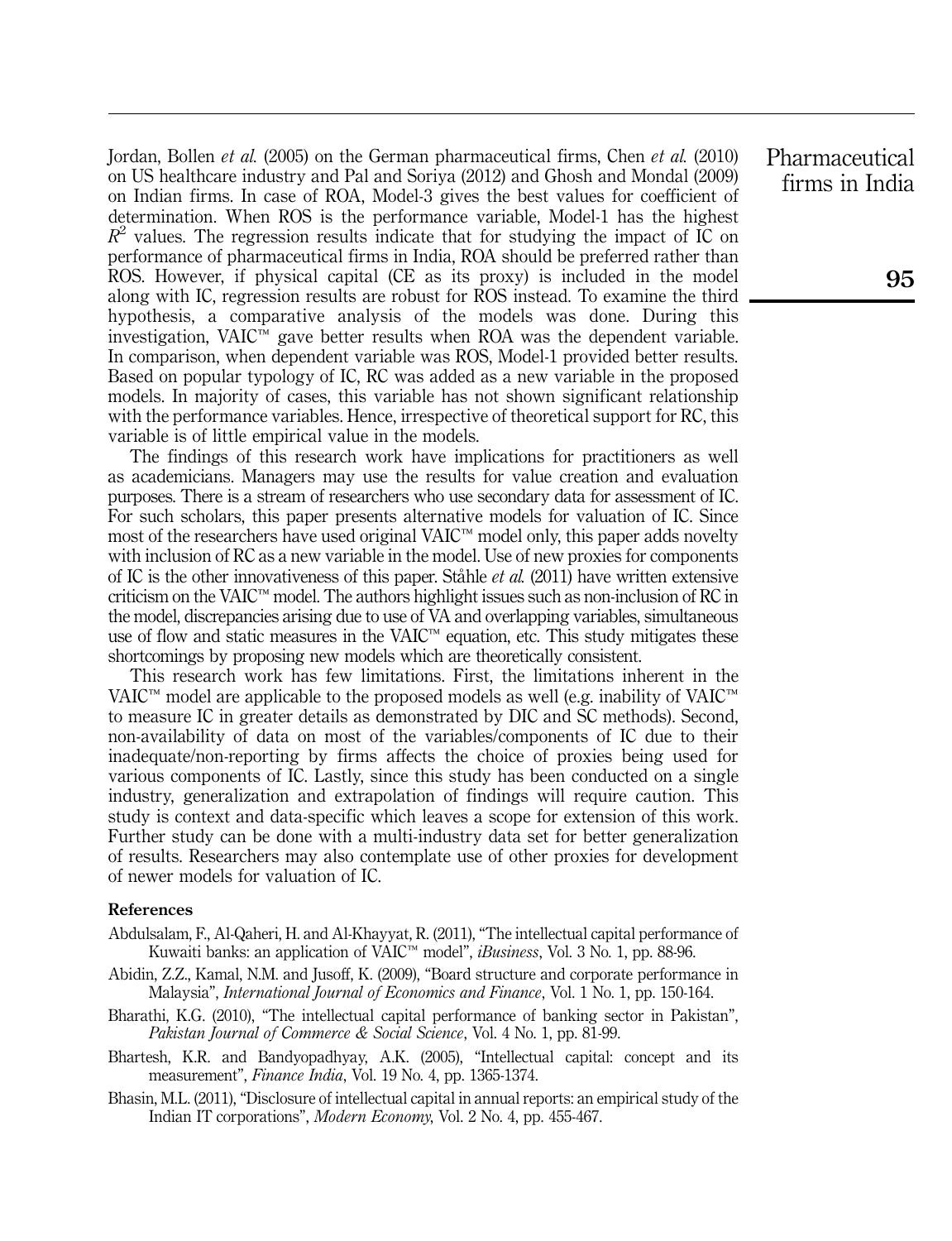Jordan, Bollen *et al.* (2005) on the German pharmaceutical firms, Chen *et al.* (2010) on US healthcare industry and Pal and Soriya (2012) and Ghosh and Mondal (2009) on Indian firms. In case of ROA, Model-3 gives the best values for coefficient of determination. When ROS is the performance variable, Model-1 has the highest $R^2$ values. The regression results indicate that for studying the impact of IC on performance of pharmaceutical firms in India, ROA should be preferred rather than ROS. However, if physical capital (CE as its proxy) is included in the model along with IC, regression results are robust for ROS instead. To examine the third hypothesis, a comparative analysis of the models was done. During this investigation, VAIC™ gave better results when ROA was the dependent variable. In comparison, when dependent variable was ROS, Model-1 provided better results. Based on popular typology of IC, RC was added as a new variable in the proposed models. In majority of cases, this variable has not shown significant relationship with the performance variables. Hence, irrespective of theoretical support for RC, this variable is of little empirical value in the models.

The findings of this research work have implications for practitioners as well as academicians. Managers may use the results for value creation and evaluation purposes. There is a stream of researchers who use secondary data for assessment of IC. For such scholars, this paper presents alternative models for valuation of IC. Since most of the researchers have used original VAIC™ model only, this paper adds novelty with inclusion of RC as a new variable in the model. Use of new proxies for components of IC is the other innovativeness of this paper. Ståhle *et al.* (2011) have written extensive criticism on the VAIC™ model. The authors highlight issues such as non-inclusion of RC in the model, discrepancies arising due to use of VA and overlapping variables, simultaneous use of flow and static measures in the VAIC™ equation, etc. This study mitigates these shortcomings by proposing new models which are theoretically consistent.

This research work has few limitations. First, the limitations inherent in the VAIC™ model are applicable to the proposed models as well (e.g. inability of VAIC™ to measure IC in greater details as demonstrated by DIC and SC methods). Second, non-availability of data on most of the variables/components of IC due to their inadequate/non-reporting by firms affects the choice of proxies being used for various components of IC. Lastly, since this study has been conducted on a single industry, generalization and extrapolation of findings will require caution. This study is context and data-specific which leaves a scope for extension of this work. Further study can be done with a multi-industry data set for better generalization of results. Researchers may also contemplate use of other proxies for development of newer models for valuation of IC.

## References

Abdulsalam, F., Al-Qaheri, H. and Al-Khayyat, R. (2011), "The intellectual capital performance of Kuwaiti banks: an application of VAIC™ model", *iBusiness*, Vol. 3 No. 1, pp. 88-96.

Abidin, Z.Z., Kamal, N.M. and Jusoff, K. (2009), "Board structure and corporate performance in Malaysia", *International Journal of Economics and Finance*, Vol. 1 No. 1, pp. 150-164.

Bharathi, K.G. (2010), "The intellectual capital performance of banking sector in Pakistan", *Pakistan Journal of Commerce & Social Science*, Vol. 4 No. 1, pp. 81-99.

Bhartesh, K.R. and Bandyopadhyay, A.K. (2005), "Intellectual capital: concept and its measurement", *Finance India*, Vol. 19 No. 4, pp. 1365-1374.

Bhasin, M.L. (2011), "Disclosure of intellectual capital in annual reports: an empirical study of the Indian IT corporations", *Modern Economy*, Vol. 2 No. 4, pp. 455-467.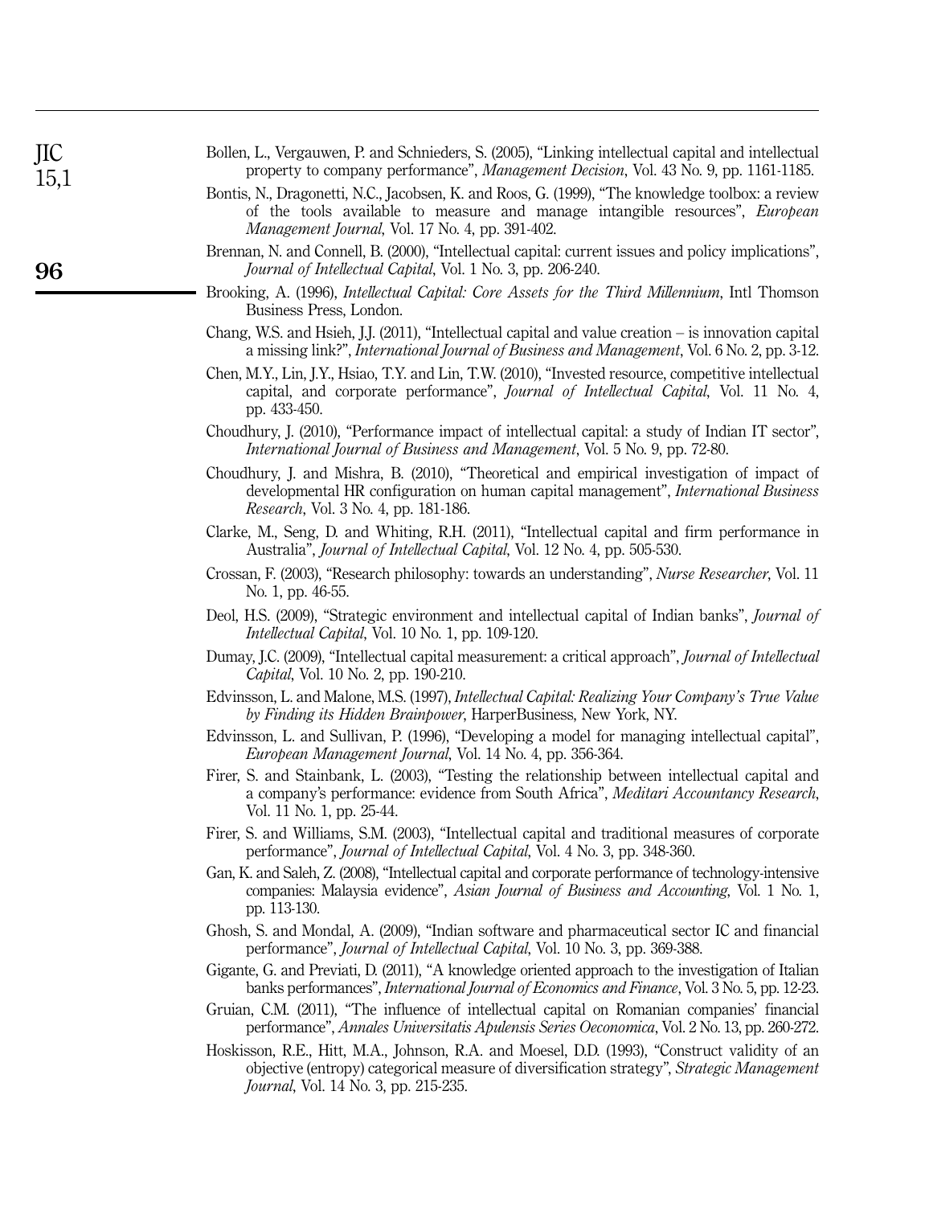Bollen, L., Vergauwen, P. and Schnieders, S. (2005), "Linking intellectual capital and intellectual property to company performance", *Management Decision*, Vol. 43 No. 9, pp. 1161-1185.

Bontis, N., Dragonetti, N.C., Jacobsen, K. and Roos, G. (1999), "The knowledge toolbox: a review of the tools available to measure and manage intangible resources", *European Management Journal*, Vol. 17 No. 4, pp. 391-402.

Brennan, N. and Connell, B. (2000), "Intellectual capital: current issues and policy implications", *Journal of Intellectual Capital*, Vol. 1 No. 3, pp. 206-240.

Brooking, A. (1996), *Intellectual Capital: Core Assets for the Third Millennium*, Intl Thomson Business Press, London.

Chang, W.S. and Hsieh, J.J. (2011), "Intellectual capital and value creation – is innovation capital a missing link?", *International Journal of Business and Management*, Vol. 6 No. 2, pp. 3-12.

Chen, M.Y., Lin, J.Y., Hsiao, T.Y. and Lin, T.W. (2010), "Invested resource, competitive intellectual capital, and corporate performance", *Journal of Intellectual Capital*, Vol. 11 No. 4, pp. 433-450.

Choudhury, J. (2010), "Performance impact of intellectual capital: a study of Indian IT sector", *International Journal of Business and Management*, Vol. 5 No. 9, pp. 72-80.

Choudhury, J. and Mishra, B. (2010), "Theoretical and empirical investigation of impact of developmental HR configuration on human capital management", *International Business Research*, Vol. 3 No. 4, pp. 181-186.

Clarke, M., Seng, D. and Whiting, R.H. (2011), "Intellectual capital and firm performance in Australia", *Journal of Intellectual Capital*, Vol. 12 No. 4, pp. 505-530.

Crossan, F. (2003), "Research philosophy: towards an understanding", *Nurse Researcher*, Vol. 11 No. 1, pp. 46-55.

Deol, H.S. (2009), "Strategic environment and intellectual capital of Indian banks", *Journal of Intellectual Capital*, Vol. 10 No. 1, pp. 109-120.

Dumay, J.C. (2009), "Intellectual capital measurement: a critical approach", *Journal of Intellectual Capital*, Vol. 10 No. 2, pp. 190-210.

Edvinsson, L. and Malone, M.S. (1997), *Intellectual Capital: Realizing Your Company's True Value by Finding its Hidden Brainpower*, HarperBusiness, New York, NY.

Edvinsson, L. and Sullivan, P. (1996), "Developing a model for managing intellectual capital", *European Management Journal*, Vol. 14 No. 4, pp. 356-364.

Firer, S. and Stainbank, L. (2003), "Testing the relationship between intellectual capital and a company's performance: evidence from South Africa", *Meditari Accountancy Research*, Vol. 11 No. 1, pp. 25-44.

Firer, S. and Williams, S.M. (2003), "Intellectual capital and traditional measures of corporate performance", *Journal of Intellectual Capital*, Vol. 4 No. 3, pp. 348-360.

Gan, K. and Saleh, Z. (2008), "Intellectual capital and corporate performance of technology-intensive companies: Malaysia evidence", *Asian Journal of Business and Accounting*, Vol. 1 No. 1, pp. 113-130.

Ghosh, S. and Mondal, A. (2009), "Indian software and pharmaceutical sector IC and financial performance", *Journal of Intellectual Capital*, Vol. 10 No. 3, pp. 369-388.

Gigante, G. and Previati, D. (2011), "A knowledge oriented approach to the investigation of Italian banks performances", *International Journal of Economics and Finance*, Vol. 3 No. 5, pp. 12-23.

Gruian, C.M. (2011), "The influence of intellectual capital on Romanian companies' financial performance", *Annales Universitatis Apulensis Series Oeconomica*, Vol. 2 No. 13, pp. 260-272.

Hoskisson, R.E., Hitt, M.A., Johnson, R.A. and Moesel, D.D. (1993), "Construct validity of an objective (entropy) categorical measure of diversification strategy", *Strategic Management Journal*, Vol. 14 No. 3, pp. 215-235.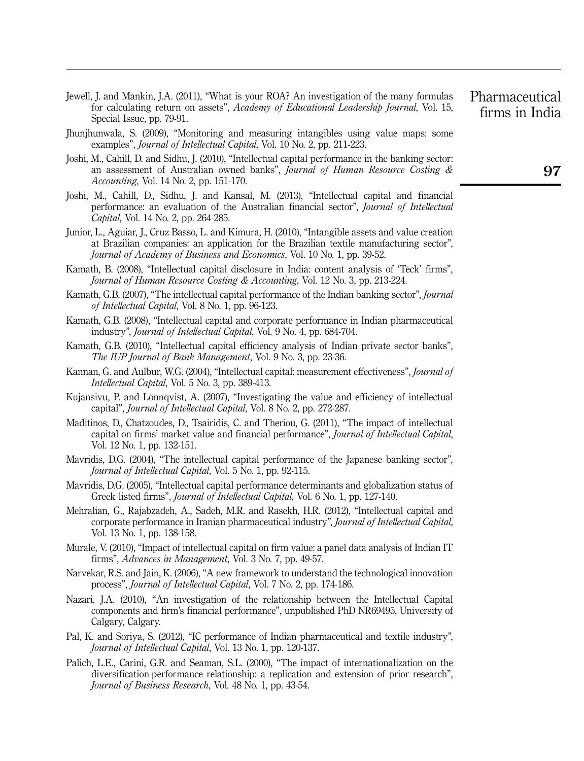Jewell, J. and Mankin, J.A. (2011), "What is your ROA? An investigation of the many formulas for calculating return on assets", *Academy of Educational Leadership Journal*, Vol. 15, Special Issue, pp. 79-91.

Jhunjhunwala, S. (2009), "Monitoring and measuring intangibles using value maps: some examples", *Journal of Intellectual Capital*, Vol. 10 No. 2, pp. 211-223.

Joshi, M., Cahill, D. and Sidhu, J. (2010), "Intellectual capital performance in the banking sector: an assessment of Australian owned banks", *Journal of Human Resource Costing & Accounting*, Vol. 14 No. 2, pp. 151-170.

Joshi, M., Cahill, D., Sidhu, J. and Kansal, M. (2013), "Intellectual capital and financial performance: an evaluation of the Australian financial sector", *Journal of Intellectual Capital*, Vol. 14 No. 2, pp. 264-285.

Junior, L., Aguiar, J., Cruz Basso, L. and Kimura, H. (2010), "Intangible assets and value creation at Brazilian companies: an application for the Brazilian textile manufacturing sector", *Journal of Academy of Business and Economics*, Vol. 10 No. 1, pp. 39-52.

Kamath, B. (2008), "Intellectual capital disclosure in India: content analysis of 'Teck' firms", *Journal of Human Resource Costing & Accounting*, Vol. 12 No. 3, pp. 213-224.

Kamath, G.B. (2007), "The intellectual capital performance of the Indian banking sector", *Journal of Intellectual Capital*, Vol. 8 No. 1, pp. 96-123.

Kamath, G.B. (2008), "Intellectual capital and corporate performance in Indian pharmaceutical industry", *Journal of Intellectual Capital*, Vol. 9 No. 4, pp. 684-704.

Kamath, G.B. (2010), "Intellectual capital efficiency analysis of Indian private sector banks", *The IUP Journal of Bank Management*, Vol. 9 No. 3, pp. 23-36.

Kannan, G. and Aulbur, W.G. (2004), "Intellectual capital: measurement effectiveness", *Journal of Intellectual Capital*, Vol. 5 No. 3, pp. 389-413.

Kujansivu, P. and Lönnqvist, A. (2007), "Investigating the value and efficiency of intellectual capital", *Journal of Intellectual Capital*, Vol. 8 No. 2, pp. 272-287.

Maditinos, D., Chatzoudes, D., Tsairidis, C. and Theriou, G. (2011), "The impact of intellectual capital on firms' market value and financial performance", *Journal of Intellectual Capital*, Vol. 12 No. 1, pp. 132-151.

Mavridis, D.G. (2004), "The intellectual capital performance of the Japanese banking sector", *Journal of Intellectual Capital*, Vol. 5 No. 1, pp. 92-115.

Mavridis, D.G. (2005), "Intellectual capital performance determinants and globalization status of Greek listed firms", *Journal of Intellectual Capital*, Vol. 6 No. 1, pp. 127-140.

Mehralian, G., Rajabzadeh, A., Sadeh, M.R. and Rasekh, H.R. (2012), "Intellectual capital and corporate performance in Iranian pharmaceutical industry", *Journal of Intellectual Capital*, Vol. 13 No. 1, pp. 138-158.

Murale, V. (2010), "Impact of intellectual capital on firm value: a panel data analysis of Indian IT firms", *Advances in Management*, Vol. 3 No. 7, pp. 49-57.

Narvekar, R.S. and Jain, K. (2006), "A new framework to understand the technological innovation process", *Journal of Intellectual Capital*, Vol. 7 No. 2, pp. 174-186.

Nazari, J.A. (2010), "An investigation of the relationship between the Intellectual Capital components and firm's financial performance", unpublished PhD NR69495, University of Calgary, Calgary.

Pal, K. and Soriya, S. (2012), "IC performance of Indian pharmaceutical and textile industry", *Journal of Intellectual Capital*, Vol. 13 No. 1, pp. 120-137.

Palich, L.E., Carini, G.R. and Seaman, S.L. (2000), "The impact of internationalization on the diversification-performance relationship: a replication and extension of prior research", *Journal of Business Research*, Vol. 48 No. 1, pp. 43-54.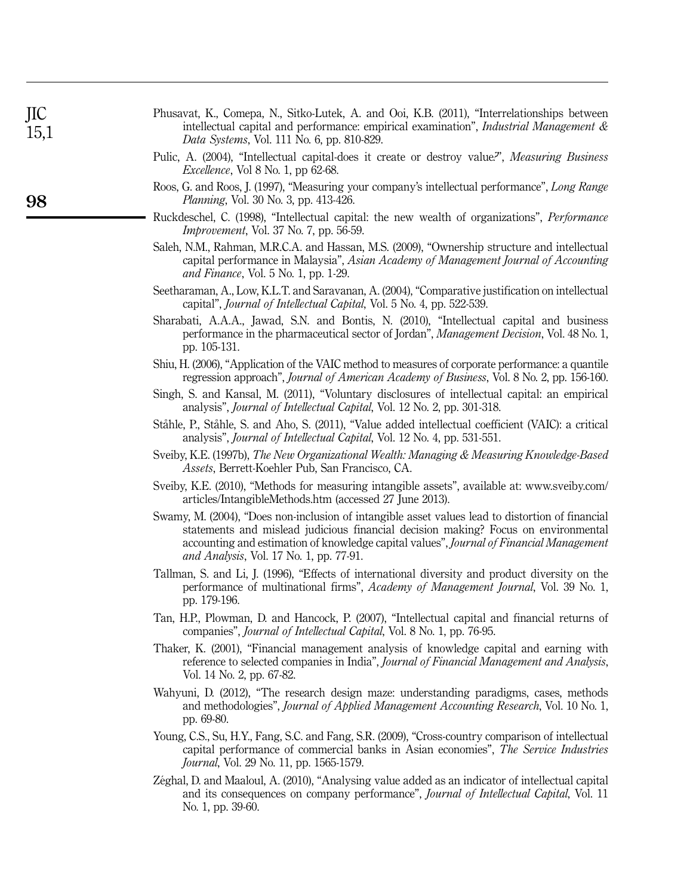Phusavat, K., Comepa, N., Sitko-Lutek, A. and Ooi, K.B. (2011), "Interrelationships between intellectual capital and performance: empirical examination", *Industrial Management & Data Systems*, Vol. 111 No. 6, pp. 810-829.

Pulic, A. (2004), "Intellectual capital-does it create or destroy value?", *Measuring Business Excellence*, Vol 8 No. 1, pp 62-68.

Roos, G. and Roos, J. (1997), "Measuring your company's intellectual performance", *Long Range Planning*, Vol. 30 No. 3, pp. 413-426.

Ruckdeschel, C. (1998), "Intellectual capital: the new wealth of organizations", *Performance Improvement*, Vol. 37 No. 7, pp. 56-59.

Saleh, N.M., Rahman, M.R.C.A. and Hassan, M.S. (2009), "Ownership structure and intellectual capital performance in Malaysia", *Asian Academy of Management Journal of Accounting and Finance*, Vol. 5 No. 1, pp. 1-29.

Seetharaman, A., Low, K.L.T. and Saravanan, A. (2004), "Comparative justification on intellectual capital", *Journal of Intellectual Capital*, Vol. 5 No. 4, pp. 522-539.

Sharabati, A.A.A., Jawad, S.N. and Bontis, N. (2010), "Intellectual capital and business performance in the pharmaceutical sector of Jordan", *Management Decision*, Vol. 48 No. 1, pp. 105-131.

Shiu, H. (2006), "Application of the VAIC method to measures of corporate performance: a quantile regression approach", *Journal of American Academy of Business*, Vol. 8 No. 2, pp. 156-160.

Singh, S. and Kansal, M. (2011), "Voluntary disclosures of intellectual capital: an empirical analysis", *Journal of Intellectual Capital*, Vol. 12 No. 2, pp. 301-318.

Ståhle, P., Ståhle, S. and Aho, S. (2011), "Value added intellectual coefficient (VAIC): a critical analysis", *Journal of Intellectual Capital*, Vol. 12 No. 4, pp. 531-551.

Sveiby, K.E. (1997b), *The New Organizational Wealth: Managing & Measuring Knowledge-Based Assets*, Berrett-Koehler Pub, San Francisco, CA.

Sveiby, K.E. (2010), "Methods for measuring intangible assets", available at: www.sveiby.com/articles/IntangibleMethods.htm (accessed 27 June 2013).

Swamy, M. (2004), "Does non-inclusion of intangible asset values lead to distortion of financial statements and mislead judicious financial decision making? Focus on environmental accounting and estimation of knowledge capital values", *Journal of Financial Management and Analysis*, Vol. 17 No. 1, pp. 77-91.

Tallman, S. and Li, J. (1996), "Effects of international diversity and product diversity on the performance of multinational firms", *Academy of Management Journal*, Vol. 39 No. 1, pp. 179-196.

Tan, H.P., Plowman, D. and Hancock, P. (2007), "Intellectual capital and financial returns of companies", *Journal of Intellectual Capital*, Vol. 8 No. 1, pp. 76-95.

Thaker, K. (2001), "Financial management analysis of knowledge capital and earning with reference to selected companies in India", *Journal of Financial Management and Analysis*, Vol. 14 No. 2, pp. 67-82.

Wahyuni, D. (2012), "The research design maze: understanding paradigms, cases, methods and methodologies", *Journal of Applied Management Accounting Research*, Vol. 10 No. 1, pp. 69-80.

Young, C.S., Su, H.Y., Fang, S.C. and Fang, S.R. (2009), "Cross-country comparison of intellectual capital performance of commercial banks in Asian economies", *The Service Industries Journal*, Vol. 29 No. 11, pp. 1565-1579.

Zéghal, D. and Maaloul, A. (2010), "Analysing value added as an indicator of intellectual capital and its consequences on company performance", *Journal of Intellectual Capital*, Vol. 11 No. 1, pp. 39-60.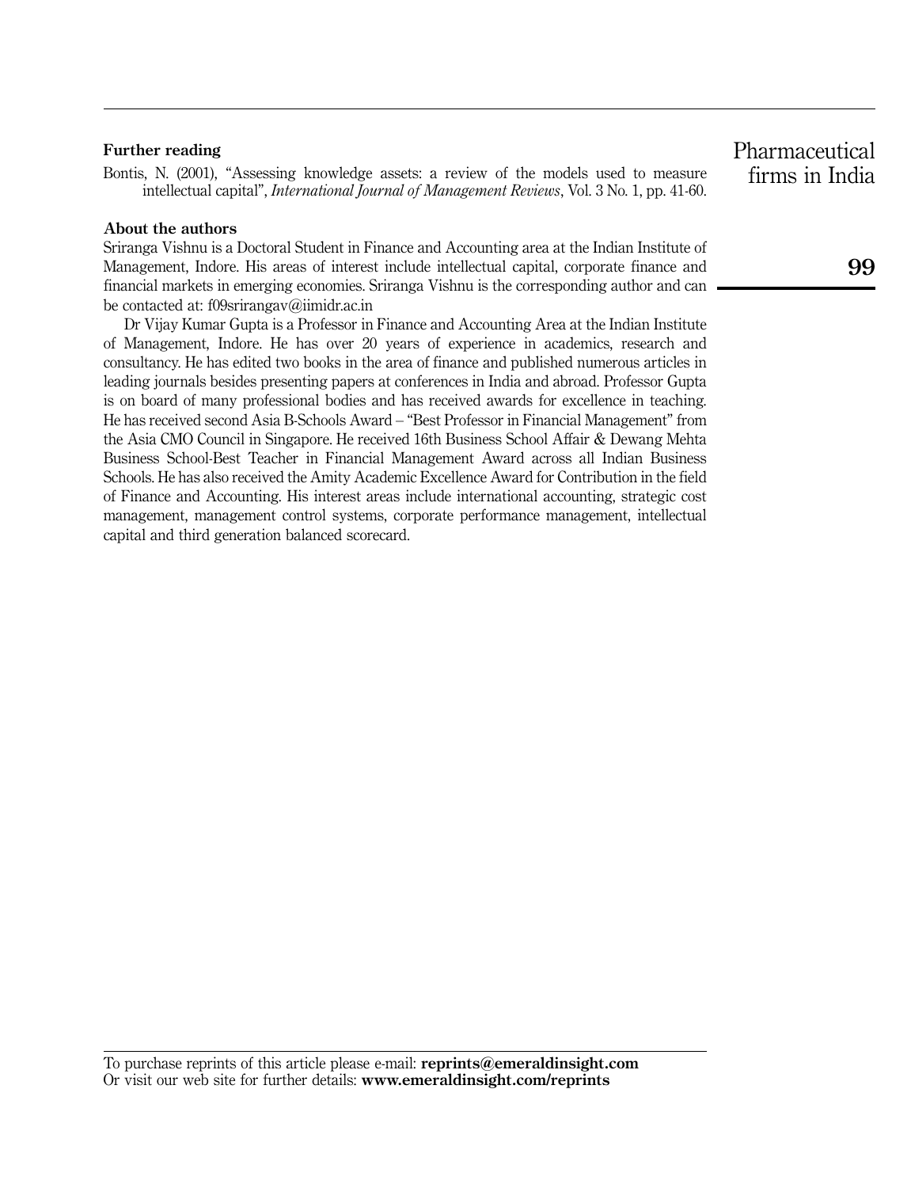## Further reading

Bontis, N. (2001), "Assessing knowledge assets: a review of the models used to measure intellectual capital", *International Journal of Management Reviews*, Vol. 3 No. 1, pp. 41-60.

## About the authors

Sriranga Vishnu is a Doctoral Student in Finance and Accounting area at the Indian Institute of Management, Indore. His areas of interest include intellectual capital, corporate finance and financial markets in emerging economies. Sriranga Vishnu is the corresponding author and can be contacted at: f09srirangav@iimidr.ac.in

Dr Vijay Kumar Gupta is a Professor in Finance and Accounting Area at the Indian Institute of Management, Indore. He has over 20 years of experience in academics, research and consultancy. He has edited two books in the area of finance and published numerous articles in leading journals besides presenting papers at conferences in India and abroad. Professor Gupta is on board of many professional bodies and has received awards for excellence in teaching. He has received second Asia B-Schools Award – "Best Professor in Financial Management" from the Asia CMO Council in Singapore. He received 16th Business School Affair & Dewang Mehta Business School-Best Teacher in Financial Management Award across all Indian Business Schools. He has also received the Amity Academic Excellence Award for Contribution in the field of Finance and Accounting. His interest areas include international accounting, strategic cost management, management control systems, corporate performance management, intellectual capital and third generation balanced scorecard.

To purchase reprints of this article please e-mail: **reprints@emeraldinsight.com**
Or visit our web site for further details: **www.emeraldinsight.com/reprints**